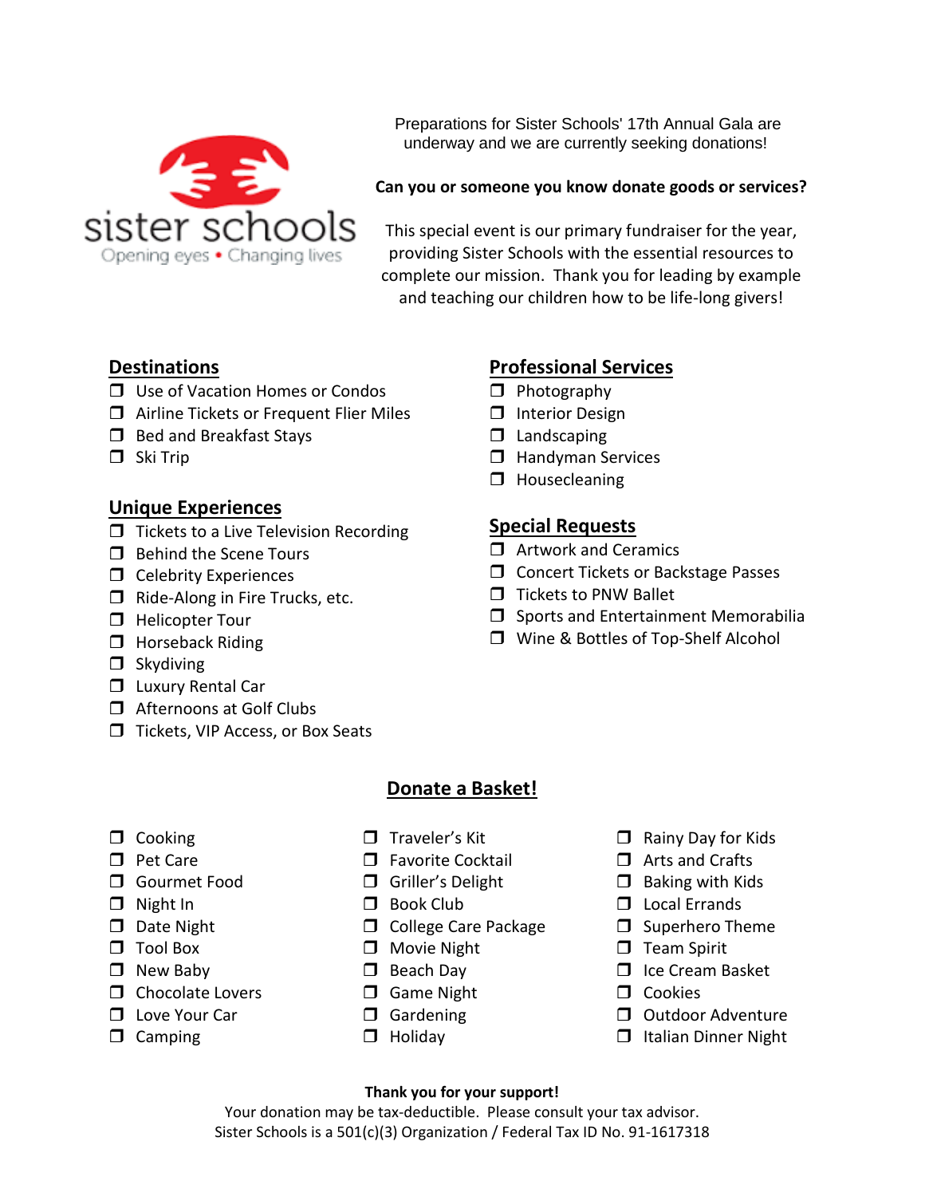sister schools

Opening eyes • Changing lives

Preparations for Sister Schools' 17th Annual Gala are underway and we are currently seeking donations!

**Can you or someone you know donate goods or services?**

This special event is our primary fundraiser for the year, providing Sister Schools with the essential resources to complete our mission. Thank you for leading by example and teaching our children how to be life-long givers!

## Destinations

- ❒ Use of Vacation Homes or Condos
- ❒ Airline Tickets or Frequent Flier Miles
- ❒ Bed and Breakfast Stays
- ❒ Ski Trip

## Unique Experiences

- ❒ Tickets to a Live Television Recording
- ❒ Behind the Scene Tours
- ❒ Celebrity Experiences
- ❒ Ride-Along in Fire Trucks, etc.
- ❒ Helicopter Tour
- ❒ Horseback Riding
- ❒ Skydiving
- ❒ Luxury Rental Car
- ❒ Afternoons at Golf Clubs
- ❒ Tickets, VIP Access, or Box Seats

## Professional Services

- ❒ Photography
- ❒ Interior Design
- ❒ Landscaping
- ❒ Handyman Services
- ❒ Housecleaning

## Special Requests

- ❒ Artwork and Ceramics
- ❒ Concert Tickets or Backstage Passes
- ❒ Tickets to PNW Ballet
- ❒ Sports and Entertainment Memorabilia
- ❒ Wine & Bottles of Top-Shelf Alcohol

## Donate a Basket!

- ❒ Cooking
- ❒ Pet Care
- ❒ Gourmet Food
- ❒ Night In
- ❒ Date Night
- ❒ Tool Box
- ❒ New Baby
- ❒ Chocolate Lovers
- ❒ Love Your Car
- ❒ Camping
- ❒ Traveler's Kit
- ❒ Favorite Cocktail
- ❒ Griller's Delight
- ❒ Book Club
- ❒ College Care Package
- ❒ Movie Night
- ❒ Beach Day
- ❒ Game Night
- ❒ Gardening
- ❒ Holiday
- ❒ Rainy Day for Kids
- ❒ Arts and Crafts
- ❒ Baking with Kids
- ❒ Local Errands
- ❒ Superhero Theme
- ❒ Team Spirit
- ❒ Ice Cream Basket
- ❒ Cookies
- ❒ Outdoor Adventure
- ❒ Italian Dinner Night

**Thank you for your support!**

Your donation may be tax-deductible. Please consult your tax advisor.
Sister Schools is a 501(c)(3) Organization / Federal Tax ID No. 91-1617318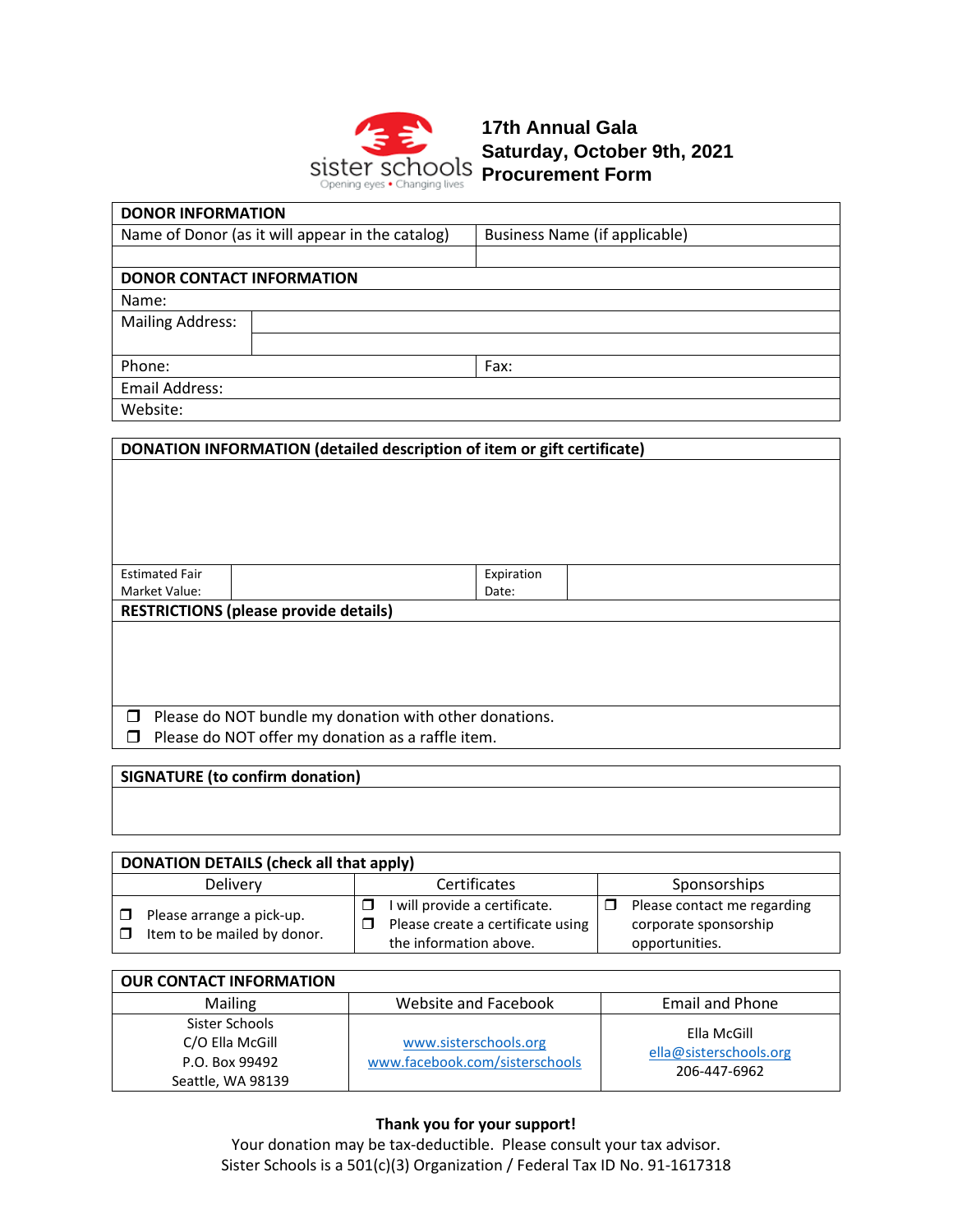sister schools
Opening eyes • Changing lives

# 17th Annual Gala
# Saturday, October 9th, 2021
# Procurement Form

| **DONOR INFORMATION** | |
|---|---|
| Name of Donor (as it will appear in the catalog) | Business Name (if applicable) |
| | |

| **DONOR CONTACT INFORMATION** | |
|---|---|
| Name: | |
| Mailing Address: | |
| | |
| Phone: | Fax: |
| Email Address: | |
| Website: | |

| **DONATION INFORMATION (detailed description of item or gift certificate)** | | | |
|---|---|---|---|
| | | | |
| Estimated Fair Market Value: | | Expiration Date: | |

| **RESTRICTIONS (please provide details)** |
|---|
| |
| ❐ Please do NOT bundle my donation with other donations.<br>❐ Please do NOT offer my donation as a raffle item. |

| **SIGNATURE (to confirm donation)** |
|---|
| |

| **DONATION DETAILS (check all that apply)** | | |
|---|---|---|
| Delivery | Certificates | Sponsorships |
| ❐ Please arrange a pick-up.<br>❐ Item to be mailed by donor. | ❐ I will provide a certificate.<br>❐ Please create a certificate using the information above. | ❐ Please contact me regarding corporate sponsorship opportunities. |

| **OUR CONTACT INFORMATION** | | |
|---|---|---|
| Mailing | Website and Facebook | Email and Phone |
| Sister Schools<br>C/O Ella McGill<br>P.O. Box 99492<br>Seattle, WA 98139 | www.sisterschools.org<br>www.facebook.com/sisterschools | Ella McGill<br>ella@sisterschools.org<br>206-447-6962 |

**Thank you for your support!**

Your donation may be tax-deductible. Please consult your tax advisor.
Sister Schools is a 501(c)(3) Organization / Federal Tax ID No. 91-1617318